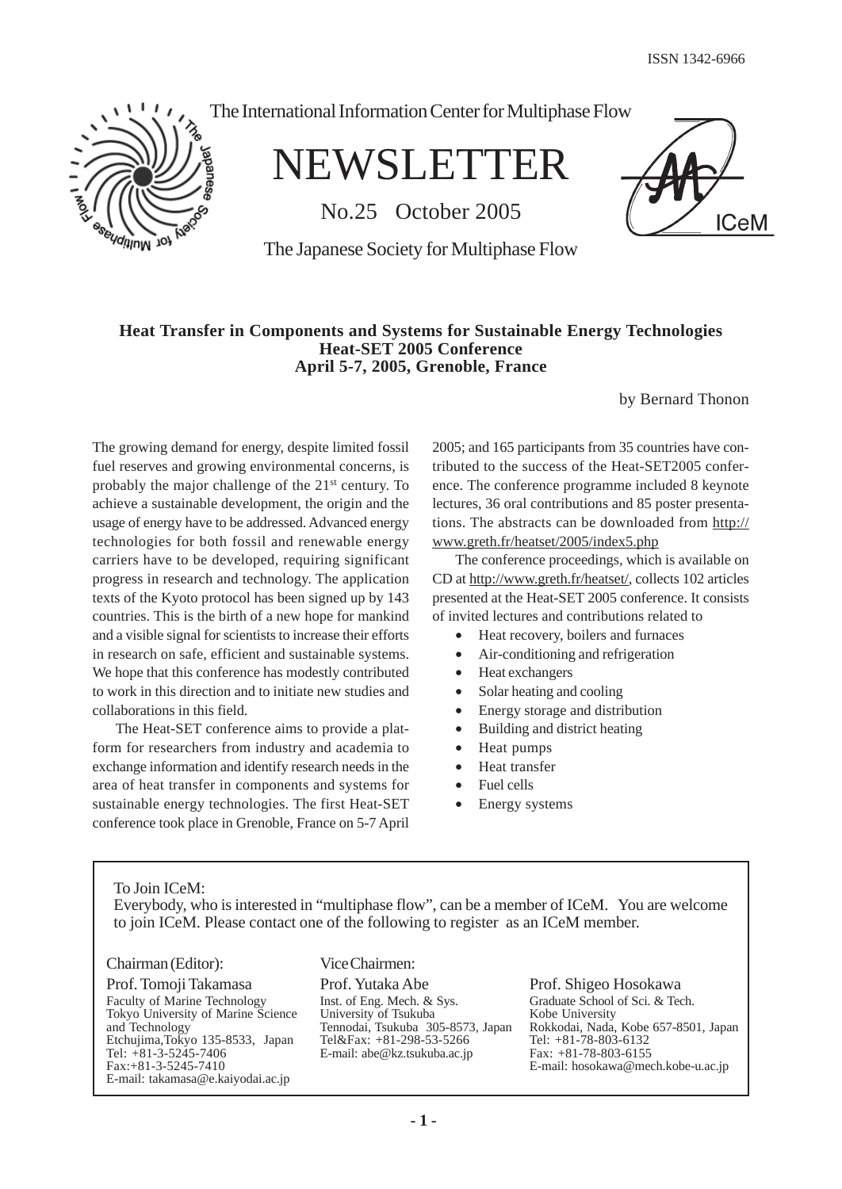ISSN 1342-6966

The International Information Center for Multiphase Flow

# NEWSLETTER

No.25 October 2005

The Japanese Society for Multiphase Flow

## Heat Transfer in Components and Systems for Sustainable Energy Technologies
## Heat-SET 2005 Conference
## April 5-7, 2005, Grenoble, France

by Bernard Thonon

The growing demand for energy, despite limited fossil fuel reserves and growing environmental concerns, is probably the major challenge of the 21st century. To achieve a sustainable development, the origin and the usage of energy have to be addressed. Advanced energy technologies for both fossil and renewable energy carriers have to be developed, requiring significant progress in research and technology. The application texts of the Kyoto protocol has been signed up by 143 countries. This is the birth of a new hope for mankind and a visible signal for scientists to increase their efforts in research on safe, efficient and sustainable systems. We hope that this conference has modestly contributed to work in this direction and to initiate new studies and collaborations in this field.

The Heat-SET conference aims to provide a platform for researchers from industry and academia to exchange information and identify research needs in the area of heat transfer in components and systems for sustainable energy technologies. The first Heat-SET conference took place in Grenoble, France on 5-7 April 2005; and 165 participants from 35 countries have contributed to the success of the Heat-SET2005 conference. The conference programme included 8 keynote lectures, 36 oral contributions and 85 poster presentations. The abstracts can be downloaded from http://www.greth.fr/heatset/2005/index5.php

The conference proceedings, which is available on CD at http://www.greth.fr/heatset/, collects 102 articles presented at the Heat-SET 2005 conference. It consists of invited lectures and contributions related to

- Heat recovery, boilers and furnaces
- Air-conditioning and refrigeration
- Heat exchangers
- Solar heating and cooling
- Energy storage and distribution
- Building and district heating
- Heat pumps
- Heat transfer
- Fuel cells
- Energy systems

---

To Join ICeM:
Everybody, who is interested in "multiphase flow", can be a member of ICeM. You are welcome to join ICeM. Please contact one of the following to register as an ICeM member.

Chairman (Editor):

Prof. Tomoji Takamasa
Faculty of Marine Technology
Tokyo University of Marine Science and Technology
Etchujima,Tokyo 135-8533, Japan
Tel: +81-3-5245-7406
Fax:+81-3-5245-7410
E-mail: takamasa@e.kaiyodai.ac.jp

Vice Chairmen:

Prof. Yutaka Abe
Inst. of Eng. Mech. & Sys.
University of Tsukuba
Tennodai, Tsukuba 305-8573, Japan
Tel&Fax: +81-298-53-5266
E-mail: abe@kz.tsukuba.ac.jp

Prof. Shigeo Hosokawa
Graduate School of Sci. & Tech.
Kobe University
Rokkodai, Nada, Kobe 657-8501, Japan
Tel: +81-78-803-6132
Fax: +81-78-803-6155
E-mail: hosokawa@mech.kobe-u.ac.jp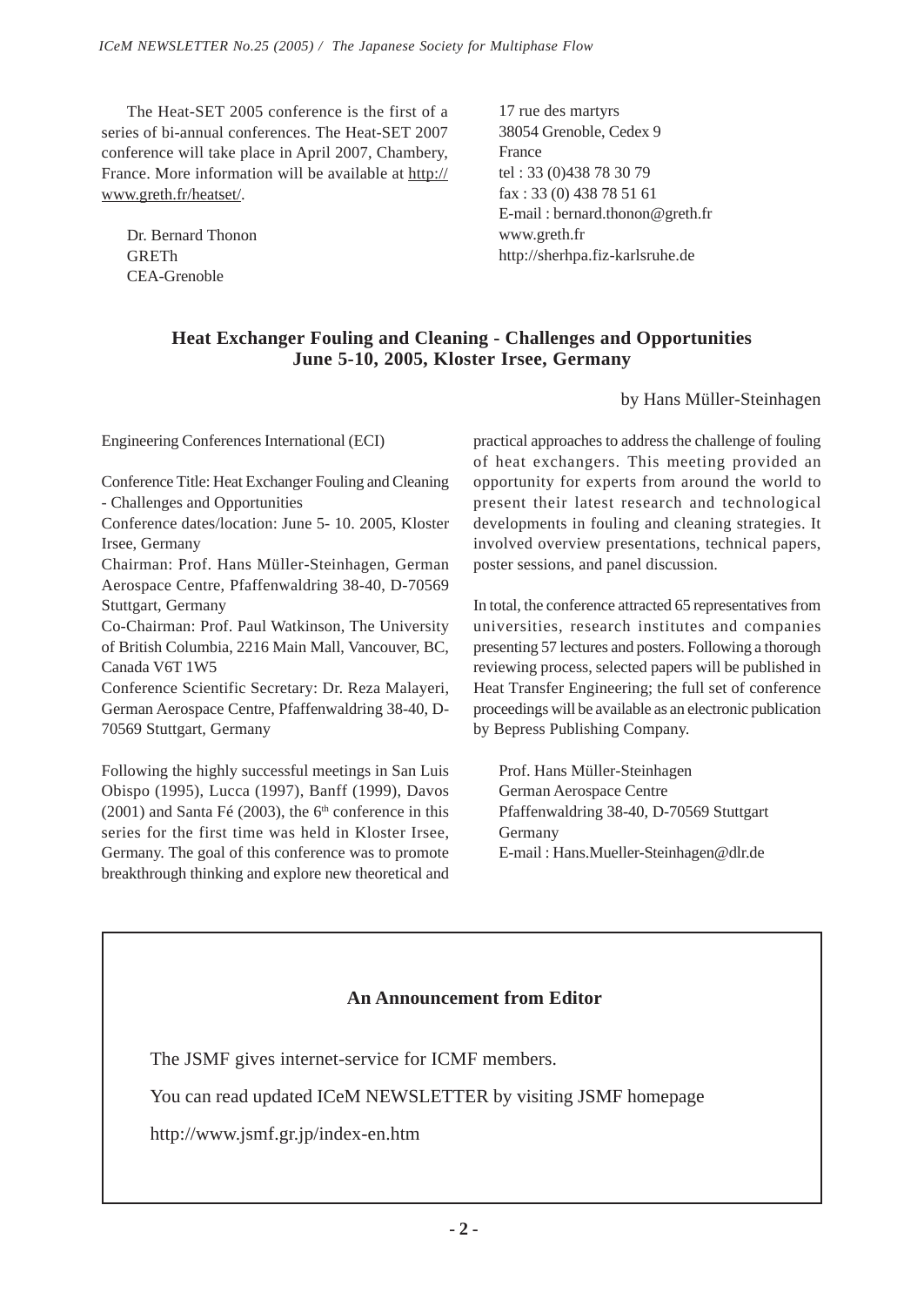The Heat-SET 2005 conference is the first of a series of bi-annual conferences. The Heat-SET 2007 conference will take place in April 2007, Chambery, France. More information will be available at http://www.greth.fr/heatset/.

Dr. Bernard Thonon
GRETh
CEA-Grenoble
17 rue des martyrs
38054 Grenoble, Cedex 9
France
tel : 33 (0)438 78 30 79
fax : 33 (0) 438 78 51 61
E-mail : bernard.thonon@greth.fr
www.greth.fr
http://sherhpa.fiz-karlsruhe.de

## Heat Exchanger Fouling and Cleaning - Challenges and Opportunities
## June 5-10, 2005, Kloster Irsee, Germany

by Hans Müller-Steinhagen

Engineering Conferences International (ECI)

Conference Title: Heat Exchanger Fouling and Cleaning - Challenges and Opportunities
Conference dates/location: June 5- 10. 2005, Kloster Irsee, Germany
Chairman: Prof. Hans Müller-Steinhagen, German Aerospace Centre, Pfaffenwaldring 38-40, D-70569 Stuttgart, Germany
Co-Chairman: Prof. Paul Watkinson, The University of British Columbia, 2216 Main Mall, Vancouver, BC, Canada V6T 1W5
Conference Scientific Secretary: Dr. Reza Malayeri, German Aerospace Centre, Pfaffenwaldring 38-40, D-70569 Stuttgart, Germany

Following the highly successful meetings in San Luis Obispo (1995), Lucca (1997), Banff (1999), Davos (2001) and Santa Fé (2003), the 6th conference in this series for the first time was held in Kloster Irsee, Germany. The goal of this conference was to promote breakthrough thinking and explore new theoretical and practical approaches to address the challenge of fouling of heat exchangers. This meeting provided an opportunity for experts from around the world to present their latest research and technological developments in fouling and cleaning strategies. It involved overview presentations, technical papers, poster sessions, and panel discussion.

In total, the conference attracted 65 representatives from universities, research institutes and companies presenting 57 lectures and posters. Following a thorough reviewing process, selected papers will be published in Heat Transfer Engineering; the full set of conference proceedings will be available as an electronic publication by Bepress Publishing Company.

Prof. Hans Müller-Steinhagen
German Aerospace Centre
Pfaffenwaldring 38-40, D-70569 Stuttgart
Germany
E-mail : Hans.Mueller-Steinhagen@dlr.de

### An Announcement from Editor

The JSMF gives internet-service for ICMF members.

You can read updated ICeM NEWSLETTER by visiting JSMF homepage

http://www.jsmf.gr.jp/index-en.htm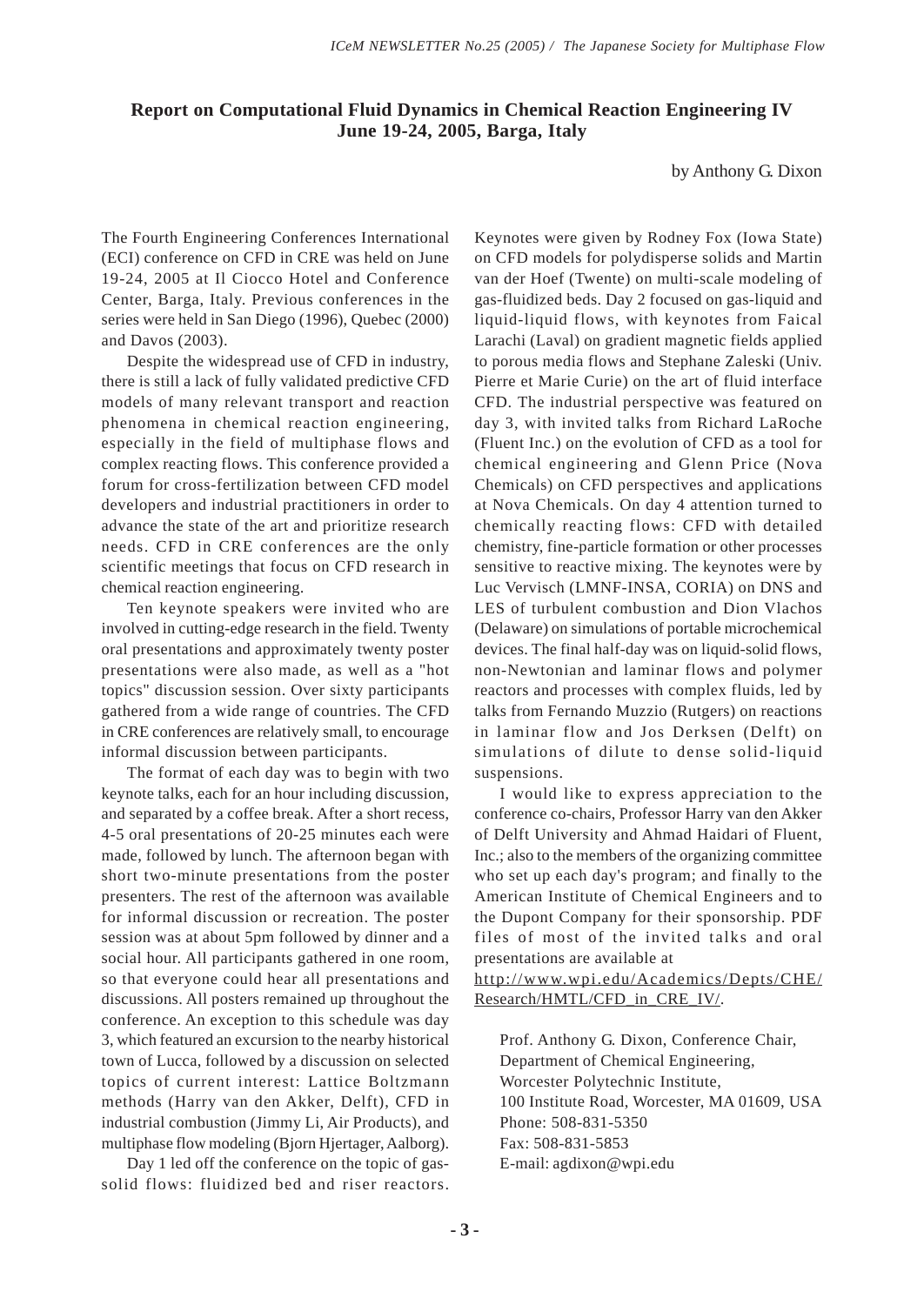## Report on Computational Fluid Dynamics in Chemical Reaction Engineering IV
## June 19-24, 2005, Barga, Italy

by Anthony G. Dixon

The Fourth Engineering Conferences International (ECI) conference on CFD in CRE was held on June 19-24, 2005 at Il Ciocco Hotel and Conference Center, Barga, Italy. Previous conferences in the series were held in San Diego (1996), Quebec (2000) and Davos (2003).

Despite the widespread use of CFD in industry, there is still a lack of fully validated predictive CFD models of many relevant transport and reaction phenomena in chemical reaction engineering, especially in the field of multiphase flows and complex reacting flows. This conference provided a forum for cross-fertilization between CFD model developers and industrial practitioners in order to advance the state of the art and prioritize research needs. CFD in CRE conferences are the only scientific meetings that focus on CFD research in chemical reaction engineering.

Ten keynote speakers were invited who are involved in cutting-edge research in the field. Twenty oral presentations and approximately twenty poster presentations were also made, as well as a "hot topics" discussion session. Over sixty participants gathered from a wide range of countries. The CFD in CRE conferences are relatively small, to encourage informal discussion between participants.

The format of each day was to begin with two keynote talks, each for an hour including discussion, and separated by a coffee break. After a short recess, 4-5 oral presentations of 20-25 minutes each were made, followed by lunch. The afternoon began with short two-minute presentations from the poster presenters. The rest of the afternoon was available for informal discussion or recreation. The poster session was at about 5pm followed by dinner and a social hour. All participants gathered in one room, so that everyone could hear all presentations and discussions. All posters remained up throughout the conference. An exception to this schedule was day 3, which featured an excursion to the nearby historical town of Lucca, followed by a discussion on selected topics of current interest: Lattice Boltzmann methods (Harry van den Akker, Delft), CFD in industrial combustion (Jimmy Li, Air Products), and multiphase flow modeling (Bjorn Hjertager, Aalborg).

Day 1 led off the conference on the topic of gas-solid flows: fluidized bed and riser reactors. Keynotes were given by Rodney Fox (Iowa State) on CFD models for polydisperse solids and Martin van der Hoef (Twente) on multi-scale modeling of gas-fluidized beds. Day 2 focused on gas-liquid and liquid-liquid flows, with keynotes from Faical Larachi (Laval) on gradient magnetic fields applied to porous media flows and Stephane Zaleski (Univ. Pierre et Marie Curie) on the art of fluid interface CFD. The industrial perspective was featured on day 3, with invited talks from Richard LaRoche (Fluent Inc.) on the evolution of CFD as a tool for chemical engineering and Glenn Price (Nova Chemicals) on CFD perspectives and applications at Nova Chemicals. On day 4 attention turned to chemically reacting flows: CFD with detailed chemistry, fine-particle formation or other processes sensitive to reactive mixing. The keynotes were by Luc Vervisch (LMNF-INSA, CORIA) on DNS and LES of turbulent combustion and Dion Vlachos (Delaware) on simulations of portable microchemical devices. The final half-day was on liquid-solid flows, non-Newtonian and laminar flows and polymer reactors and processes with complex fluids, led by talks from Fernando Muzzio (Rutgers) on reactions in laminar flow and Jos Derksen (Delft) on simulations of dilute to dense solid-liquid suspensions.

I would like to express appreciation to the conference co-chairs, Professor Harry van den Akker of Delft University and Ahmad Haidari of Fluent, Inc.; also to the members of the organizing committee who set up each day's program; and finally to the American Institute of Chemical Engineers and to the Dupont Company for their sponsorship. PDF files of most of the invited talks and oral presentations are available at http://www.wpi.edu/Academics/Depts/CHE/Research/HMTL/CFD_in_CRE_IV/.

Prof. Anthony G. Dixon, Conference Chair,
Department of Chemical Engineering,
Worcester Polytechnic Institute,
100 Institute Road, Worcester, MA 01609, USA
Phone: 508-831-5350
Fax: 508-831-5853
E-mail: agdixon@wpi.edu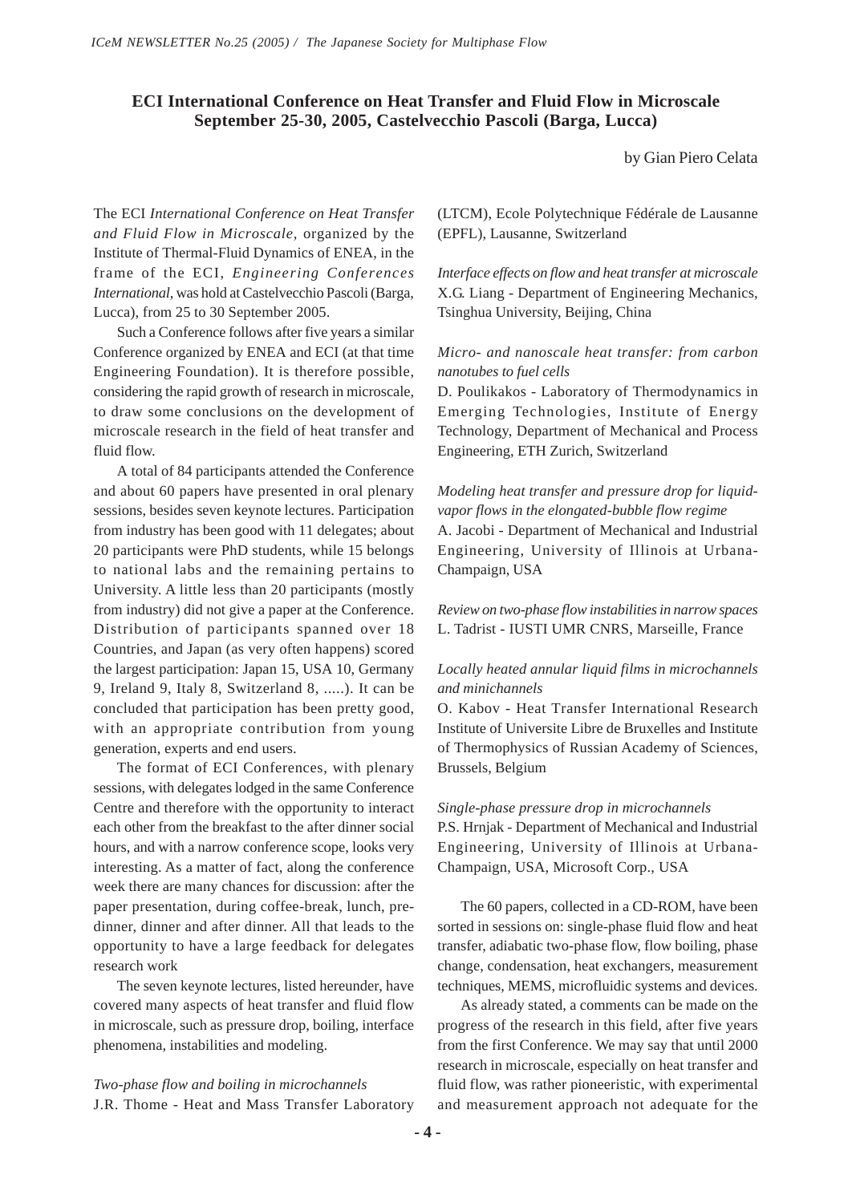# ECI International Conference on Heat Transfer and Fluid Flow in Microscale September 25-30, 2005, Castelvecchio Pascoli (Barga, Lucca)

by Gian Piero Celata

The ECI *International Conference on Heat Transfer and Fluid Flow in Microscale*, organized by the Institute of Thermal-Fluid Dynamics of ENEA, in the frame of the ECI, *Engineering Conferences International*, was hold at Castelvecchio Pascoli (Barga, Lucca), from 25 to 30 September 2005.

Such a Conference follows after five years a similar Conference organized by ENEA and ECI (at that time Engineering Foundation). It is therefore possible, considering the rapid growth of research in microscale, to draw some conclusions on the development of microscale research in the field of heat transfer and fluid flow.

A total of 84 participants attended the Conference and about 60 papers have presented in oral plenary sessions, besides seven keynote lectures. Participation from industry has been good with 11 delegates; about 20 participants were PhD students, while 15 belongs to national labs and the remaining pertains to University. A little less than 20 participants (mostly from industry) did not give a paper at the Conference. Distribution of participants spanned over 18 Countries, and Japan (as very often happens) scored the largest participation: Japan 15, USA 10, Germany 9, Ireland 9, Italy 8, Switzerland 8, .....). It can be concluded that participation has been pretty good, with an appropriate contribution from young generation, experts and end users.

The format of ECI Conferences, with plenary sessions, with delegates lodged in the same Conference Centre and therefore with the opportunity to interact each other from the breakfast to the after dinner social hours, and with a narrow conference scope, looks very interesting. As a matter of fact, along the conference week there are many chances for discussion: after the paper presentation, during coffee-break, lunch, pre-dinner, dinner and after dinner. All that leads to the opportunity to have a large feedback for delegates research work

The seven keynote lectures, listed hereunder, have covered many aspects of heat transfer and fluid flow in microscale, such as pressure drop, boiling, interface phenomena, instabilities and modeling.

*Two-phase flow and boiling in microchannels*
J.R. Thome - Heat and Mass Transfer Laboratory (LTCM), Ecole Polytechnique Fédérale de Lausanne (EPFL), Lausanne, Switzerland

*Interface effects on flow and heat transfer at microscale*
X.G. Liang - Department of Engineering Mechanics, Tsinghua University, Beijing, China

*Micro- and nanoscale heat transfer: from carbon nanotubes to fuel cells*
D. Poulikakos - Laboratory of Thermodynamics in Emerging Technologies, Institute of Energy Technology, Department of Mechanical and Process Engineering, ETH Zurich, Switzerland

*Modeling heat transfer and pressure drop for liquid-vapor flows in the elongated-bubble flow regime*
A. Jacobi - Department of Mechanical and Industrial Engineering, University of Illinois at Urbana-Champaign, USA

*Review on two-phase flow instabilities in narrow spaces*
L. Tadrist - IUSTI UMR CNRS, Marseille, France

*Locally heated annular liquid films in microchannels and minichannels*
O. Kabov - Heat Transfer International Research Institute of Universite Libre de Bruxelles and Institute of Thermophysics of Russian Academy of Sciences, Brussels, Belgium

*Single-phase pressure drop in microchannels*
P.S. Hrnjak - Department of Mechanical and Industrial Engineering, University of Illinois at Urbana-Champaign, USA, Microsoft Corp., USA

The 60 papers, collected in a CD-ROM, have been sorted in sessions on: single-phase fluid flow and heat transfer, adiabatic two-phase flow, flow boiling, phase change, condensation, heat exchangers, measurement techniques, MEMS, microfluidic systems and devices.

As already stated, a comments can be made on the progress of the research in this field, after five years from the first Conference. We may say that until 2000 research in microscale, especially on heat transfer and fluid flow, was rather pioneeristic, with experimental and measurement approach not adequate for the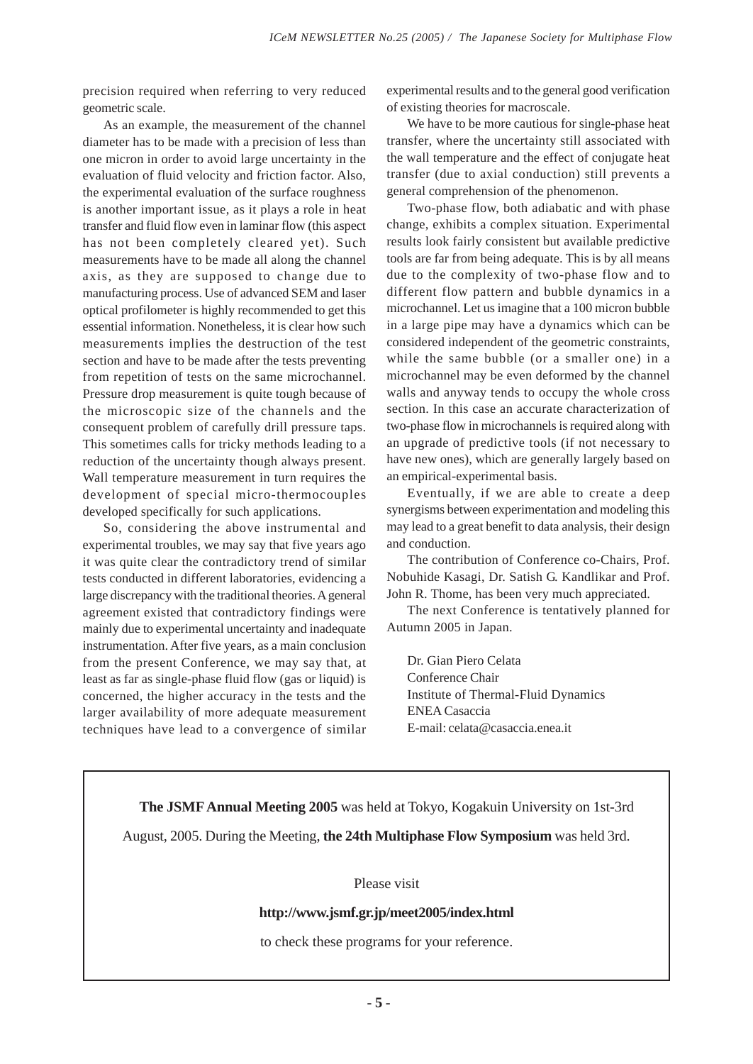precision required when referring to very reduced geometric scale.

As an example, the measurement of the channel diameter has to be made with a precision of less than one micron in order to avoid large uncertainty in the evaluation of fluid velocity and friction factor. Also, the experimental evaluation of the surface roughness is another important issue, as it plays a role in heat transfer and fluid flow even in laminar flow (this aspect has not been completely cleared yet). Such measurements have to be made all along the channel axis, as they are supposed to change due to manufacturing process. Use of advanced SEM and laser optical profilometer is highly recommended to get this essential information. Nonetheless, it is clear how such measurements implies the destruction of the test section and have to be made after the tests preventing from repetition of tests on the same microchannel. Pressure drop measurement is quite tough because of the microscopic size of the channels and the consequent problem of carefully drill pressure taps. This sometimes calls for tricky methods leading to a reduction of the uncertainty though always present. Wall temperature measurement in turn requires the development of special micro-thermocouples developed specifically for such applications.

So, considering the above instrumental and experimental troubles, we may say that five years ago it was quite clear the contradictory trend of similar tests conducted in different laboratories, evidencing a large discrepancy with the traditional theories. A general agreement existed that contradictory findings were mainly due to experimental uncertainty and inadequate instrumentation. After five years, as a main conclusion from the present Conference, we may say that, at least as far as single-phase fluid flow (gas or liquid) is concerned, the higher accuracy in the tests and the larger availability of more adequate measurement techniques have lead to a convergence of similar experimental results and to the general good verification of existing theories for macroscale.

We have to be more cautious for single-phase heat transfer, where the uncertainty still associated with the wall temperature and the effect of conjugate heat transfer (due to axial conduction) still prevents a general comprehension of the phenomenon.

Two-phase flow, both adiabatic and with phase change, exhibits a complex situation. Experimental results look fairly consistent but available predictive tools are far from being adequate. This is by all means due to the complexity of two-phase flow and to different flow pattern and bubble dynamics in a microchannel. Let us imagine that a 100 micron bubble in a large pipe may have a dynamics which can be considered independent of the geometric constraints, while the same bubble (or a smaller one) in a microchannel may be even deformed by the channel walls and anyway tends to occupy the whole cross section. In this case an accurate characterization of two-phase flow in microchannels is required along with an upgrade of predictive tools (if not necessary to have new ones), which are generally largely based on an empirical-experimental basis.

Eventually, if we are able to create a deep synergisms between experimentation and modeling this may lead to a great benefit to data analysis, their design and conduction.

The contribution of Conference co-Chairs, Prof. Nobuhide Kasagi, Dr. Satish G. Kandlikar and Prof. John R. Thome, has been very much appreciated.

The next Conference is tentatively planned for Autumn 2005 in Japan.

Dr. Gian Piero Celata
Conference Chair
Institute of Thermal-Fluid Dynamics
ENEA Casaccia
E-mail: celata@casaccia.enea.it

---

**The JSMF Annual Meeting 2005** was held at Tokyo, Kogakuin University on 1st-3rd August, 2005. During the Meeting, **the 24th Multiphase Flow Symposium** was held 3rd.

Please visit

**http://www.jsmf.gr.jp/meet2005/index.html**

to check these programs for your reference.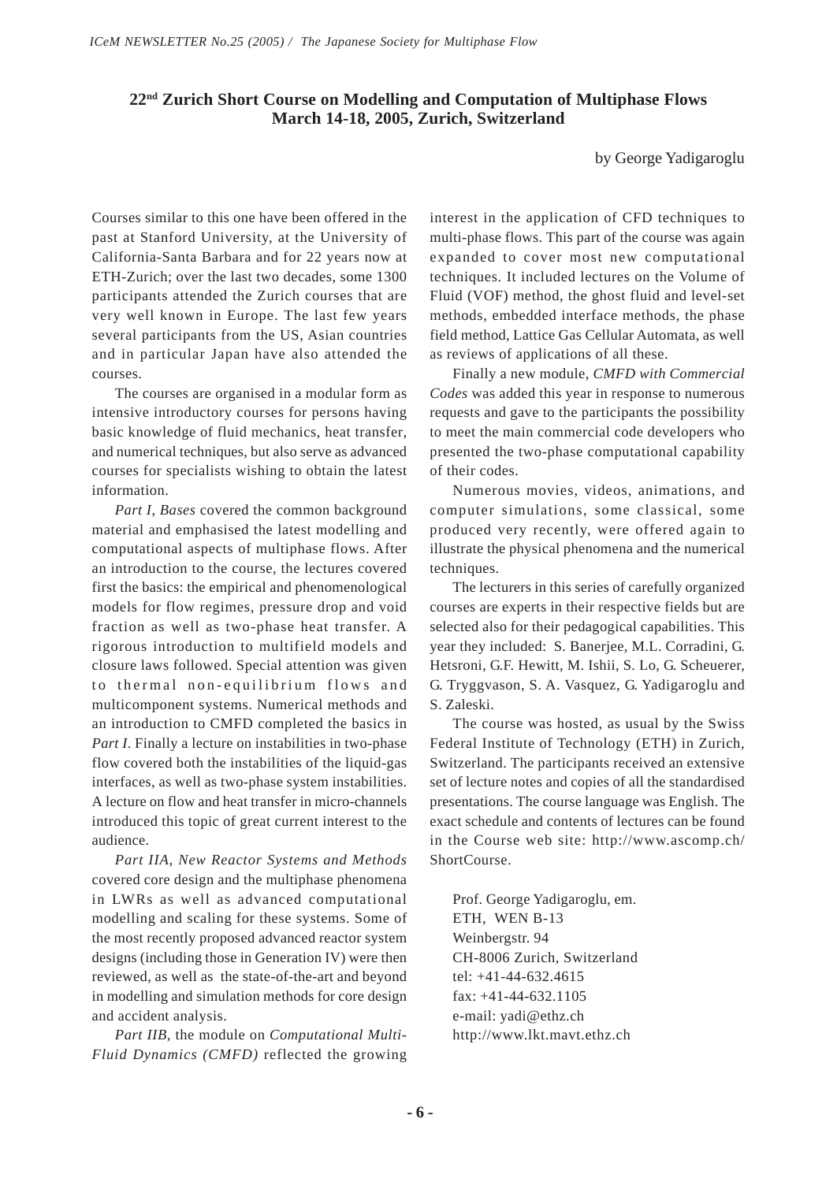## 22nd Zurich Short Course on Modelling and Computation of Multiphase Flows March 14-18, 2005, Zurich, Switzerland

by George Yadigaroglu

Courses similar to this one have been offered in the past at Stanford University, at the University of California-Santa Barbara and for 22 years now at ETH-Zurich; over the last two decades, some 1300 participants attended the Zurich courses that are very well known in Europe. The last few years several participants from the US, Asian countries and in particular Japan have also attended the courses.

The courses are organised in a modular form as intensive introductory courses for persons having basic knowledge of fluid mechanics, heat transfer, and numerical techniques, but also serve as advanced courses for specialists wishing to obtain the latest information.

*Part I, Bases* covered the common background material and emphasised the latest modelling and computational aspects of multiphase flows. After an introduction to the course, the lectures covered first the basics: the empirical and phenomenological models for flow regimes, pressure drop and void fraction as well as two-phase heat transfer. A rigorous introduction to multifield models and closure laws followed. Special attention was given to thermal non-equilibrium flows and multicomponent systems. Numerical methods and an introduction to CMFD completed the basics in *Part I*. Finally a lecture on instabilities in two-phase flow covered both the instabilities of the liquid-gas interfaces, as well as two-phase system instabilities. A lecture on flow and heat transfer in micro-channels introduced this topic of great current interest to the audience.

*Part IIA, New Reactor Systems and Methods* covered core design and the multiphase phenomena in LWRs as well as advanced computational modelling and scaling for these systems. Some of the most recently proposed advanced reactor system designs (including those in Generation IV) were then reviewed, as well as the state-of-the-art and beyond in modelling and simulation methods for core design and accident analysis.

*Part IIB*, the module on *Computational Multi-Fluid Dynamics (CMFD)* reflected the growing interest in the application of CFD techniques to multi-phase flows. This part of the course was again expanded to cover most new computational techniques. It included lectures on the Volume of Fluid (VOF) method, the ghost fluid and level-set methods, embedded interface methods, the phase field method, Lattice Gas Cellular Automata, as well as reviews of applications of all these.

Finally a new module, *CMFD with Commercial Codes* was added this year in response to numerous requests and gave to the participants the possibility to meet the main commercial code developers who presented the two-phase computational capability of their codes.

Numerous movies, videos, animations, and computer simulations, some classical, some produced very recently, were offered again to illustrate the physical phenomena and the numerical techniques.

The lecturers in this series of carefully organized courses are experts in their respective fields but are selected also for their pedagogical capabilities. This year they included: S. Banerjee, M.L. Corradini, G. Hetsroni, G.F. Hewitt, M. Ishii, S. Lo, G. Scheuerer, G. Tryggvason, S. A. Vasquez, G. Yadigaroglu and S. Zaleski.

The course was hosted, as usual by the Swiss Federal Institute of Technology (ETH) in Zurich, Switzerland. The participants received an extensive set of lecture notes and copies of all the standardised presentations. The course language was English. The exact schedule and contents of lectures can be found in the Course web site: http://www.ascomp.ch/ShortCourse.

Prof. George Yadigaroglu, em.
ETH, WEN B-13
Weinbergstr. 94
CH-8006 Zurich, Switzerland
tel: +41-44-632.4615
fax: +41-44-632.1105
e-mail: yadi@ethz.ch
http://www.lkt.mavt.ethz.ch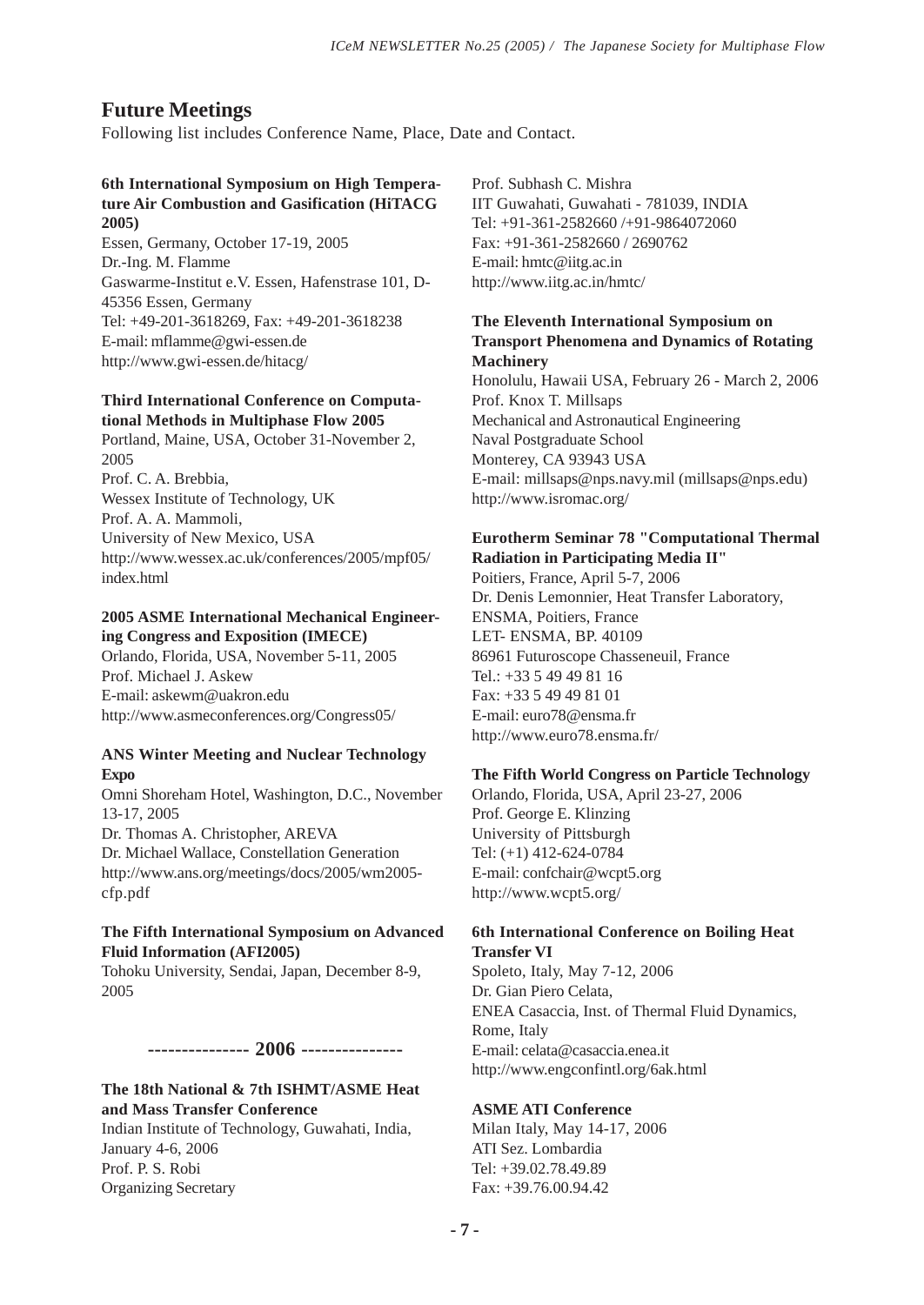## Future Meetings

Following list includes Conference Name, Place, Date and Contact.

**6th International Symposium on High Temperature Air Combustion and Gasification (HiTACG 2005)**
Essen, Germany, October 17-19, 2005
Dr.-Ing. M. Flamme
Gaswarme-Institut e.V. Essen, Hafenstrase 101, D-45356 Essen, Germany
Tel: +49-201-3618269, Fax: +49-201-3618238
E-mail: mflamme@gwi-essen.de
http://www.gwi-essen.de/hitacg/

**Third International Conference on Computational Methods in Multiphase Flow 2005**
Portland, Maine, USA, October 31-November 2, 2005
Prof. C. A. Brebbia,
Wessex Institute of Technology, UK
Prof. A. A. Mammoli,
University of New Mexico, USA
http://www.wessex.ac.uk/conferences/2005/mpf05/index.html

**2005 ASME International Mechanical Engineering Congress and Exposition (IMECE)**
Orlando, Florida, USA, November 5-11, 2005
Prof. Michael J. Askew
E-mail: askewm@uakron.edu
http://www.asmeconferences.org/Congress05/

**ANS Winter Meeting and Nuclear Technology Expo**
Omni Shoreham Hotel, Washington, D.C., November 13-17, 2005
Dr. Thomas A. Christopher, AREVA
Dr. Michael Wallace, Constellation Generation
http://www.ans.org/meetings/docs/2005/wm2005-cfp.pdf

**The Fifth International Symposium on Advanced Fluid Information (AFI2005)**
Tohoku University, Sendai, Japan, December 8-9, 2005

**--------------- 2006 ---------------**

**The 18th National & 7th ISHMT/ASME Heat and Mass Transfer Conference**
Indian Institute of Technology, Guwahati, India, January 4-6, 2006
Prof. P. S. Robi
Organizing Secretary
Prof. Subhash C. Mishra
IIT Guwahati, Guwahati - 781039, INDIA
Tel: +91-361-2582660 /+91-9864072060
Fax: +91-361-2582660 / 2690762
E-mail: hmtc@iitg.ac.in
http://www.iitg.ac.in/hmtc/

**The Eleventh International Symposium on Transport Phenomena and Dynamics of Rotating Machinery**
Honolulu, Hawaii USA, February 26 - March 2, 2006
Prof. Knox T. Millsaps
Mechanical and Astronautical Engineering
Naval Postgraduate School
Monterey, CA 93943 USA
E-mail: millsaps@nps.navy.mil (millsaps@nps.edu)
http://www.isromac.org/

**Eurotherm Seminar 78 "Computational Thermal Radiation in Participating Media II"**
Poitiers, France, April 5-7, 2006
Dr. Denis Lemonnier, Heat Transfer Laboratory, ENSMA, Poitiers, France
LET- ENSMA, BP. 40109
86961 Futuroscope Chasseneuil, France
Tel.: +33 5 49 49 81 16
Fax: +33 5 49 49 81 01
E-mail: euro78@ensma.fr
http://www.euro78.ensma.fr/

**The Fifth World Congress on Particle Technology**
Orlando, Florida, USA, April 23-27, 2006
Prof. George E. Klinzing
University of Pittsburgh
Tel: (+1) 412-624-0784
E-mail: confchair@wcpt5.org
http://www.wcpt5.org/

**6th International Conference on Boiling Heat Transfer VI**
Spoleto, Italy, May 7-12, 2006
Dr. Gian Piero Celata,
ENEA Casaccia, Inst. of Thermal Fluid Dynamics, Rome, Italy
E-mail: celata@casaccia.enea.it
http://www.engconfintl.org/6ak.html

**ASME ATI Conference**
Milan Italy, May 14-17, 2006
ATI Sez. Lombardia
Tel: +39.02.78.49.89
Fax: +39.76.00.94.42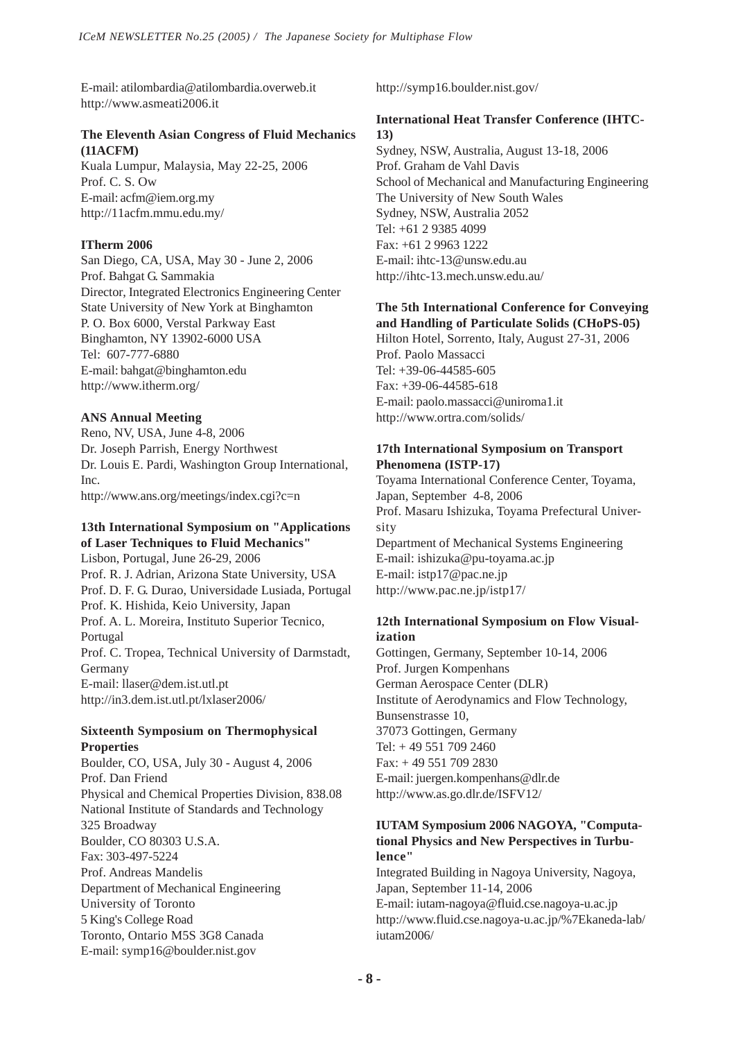E-mail: atilombardia@atilombardia.overweb.it
http://www.asmeati2006.it

**The Eleventh Asian Congress of Fluid Mechanics (11ACFM)**
Kuala Lumpur, Malaysia, May 22-25, 2006
Prof. C. S. Ow
E-mail: acfm@iem.org.my
http://11acfm.mmu.edu.my/

**ITherm 2006**
San Diego, CA, USA, May 30 - June 2, 2006
Prof. Bahgat G. Sammakia
Director, Integrated Electronics Engineering Center
State University of New York at Binghamton
P. O. Box 6000, Verstal Parkway East
Binghamton, NY 13902-6000 USA
Tel: 607-777-6880
E-mail: bahgat@binghamton.edu
http://www.itherm.org/

**ANS Annual Meeting**
Reno, NV, USA, June 4-8, 2006
Dr. Joseph Parrish, Energy Northwest
Dr. Louis E. Pardi, Washington Group International, Inc.
http://www.ans.org/meetings/index.cgi?c=n

**13th International Symposium on "Applications of Laser Techniques to Fluid Mechanics"**
Lisbon, Portugal, June 26-29, 2006
Prof. R. J. Adrian, Arizona State University, USA
Prof. D. F. G. Durao, Universidade Lusiada, Portugal
Prof. K. Hishida, Keio University, Japan
Prof. A. L. Moreira, Instituto Superior Tecnico, Portugal
Prof. C. Tropea, Technical University of Darmstadt, Germany
E-mail: llaser@dem.ist.utl.pt
http://in3.dem.ist.utl.pt/lxlaser2006/

**Sixteenth Symposium on Thermophysical Properties**
Boulder, CO, USA, July 30 - August 4, 2006
Prof. Dan Friend
Physical and Chemical Properties Division, 838.08
National Institute of Standards and Technology
325 Broadway
Boulder, CO 80303 U.S.A.
Fax: 303-497-5224
Prof. Andreas Mandelis
Department of Mechanical Engineering
University of Toronto
5 King's College Road
Toronto, Ontario M5S 3G8 Canada
E-mail: symp16@boulder.nist.gov
http://symp16.boulder.nist.gov/

**International Heat Transfer Conference (IHTC-13)**
Sydney, NSW, Australia, August 13-18, 2006
Prof. Graham de Vahl Davis
School of Mechanical and Manufacturing Engineering
The University of New South Wales
Sydney, NSW, Australia 2052
Tel: +61 2 9385 4099
Fax: +61 2 9963 1222
E-mail: ihtc-13@unsw.edu.au
http://ihtc-13.mech.unsw.edu.au/

**The 5th International Conference for Conveying and Handling of Particulate Solids (CHoPS-05)**
Hilton Hotel, Sorrento, Italy, August 27-31, 2006
Prof. Paolo Massacci
Tel: +39-06-44585-605
Fax: +39-06-44585-618
E-mail: paolo.massacci@uniroma1.it
http://www.ortra.com/solids/

**17th International Symposium on Transport Phenomena (ISTP-17)**
Toyama International Conference Center, Toyama, Japan, September 4-8, 2006
Prof. Masaru Ishizuka, Toyama Prefectural University
Department of Mechanical Systems Engineering
E-mail: ishizuka@pu-toyama.ac.jp
E-mail: istp17@pac.ne.jp
http://www.pac.ne.jp/istp17/

**12th International Symposium on Flow Visualization**
Gottingen, Germany, September 10-14, 2006
Prof. Jurgen Kompenhans
German Aerospace Center (DLR)
Institute of Aerodynamics and Flow Technology,
Bunsenstrasse 10,
37073 Gottingen, Germany
Tel: + 49 551 709 2460
Fax: + 49 551 709 2830
E-mail: juergen.kompenhans@dlr.de
http://www.as.go.dlr.de/ISFV12/

**IUTAM Symposium 2006 NAGOYA, "Computational Physics and New Perspectives in Turbulence"**
Integrated Building in Nagoya University, Nagoya, Japan, September 11-14, 2006
E-mail: iutam-nagoya@fluid.cse.nagoya-u.ac.jp
http://www.fluid.cse.nagoya-u.ac.jp/%7Ekaneda-lab/iutam2006/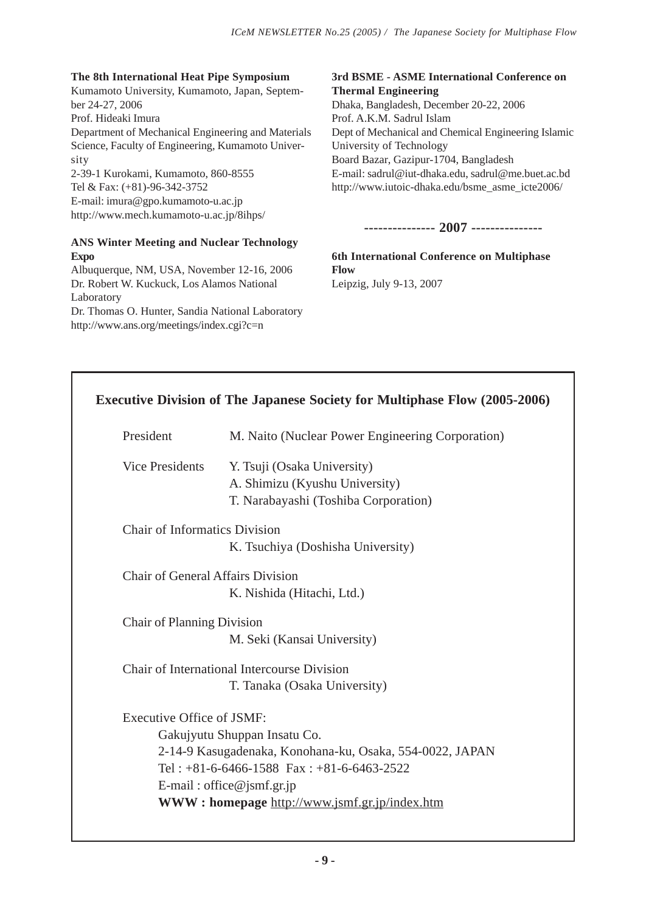**The 8th International Heat Pipe Symposium**
Kumamoto University, Kumamoto, Japan, September 24-27, 2006
Prof. Hideaki Imura
Department of Mechanical Engineering and Materials Science, Faculty of Engineering, Kumamoto University
2-39-1 Kurokami, Kumamoto, 860-8555
Tel & Fax: (+81)-96-342-3752
E-mail: imura@gpo.kumamoto-u.ac.jp
http://www.mech.kumamoto-u.ac.jp/8ihps/

**ANS Winter Meeting and Nuclear Technology Expo**
Albuquerque, NM, USA, November 12-16, 2006
Dr. Robert W. Kuckuck, Los Alamos National Laboratory
Dr. Thomas O. Hunter, Sandia National Laboratory
http://www.ans.org/meetings/index.cgi?c=n

**3rd BSME - ASME International Conference on Thermal Engineering**
Dhaka, Bangladesh, December 20-22, 2006
Prof. A.K.M. Sadrul Islam
Dept of Mechanical and Chemical Engineering Islamic University of Technology
Board Bazar, Gazipur-1704, Bangladesh
E-mail: sadrul@iut-dhaka.edu, sadrul@me.buet.ac.bd
http://www.iutoic-dhaka.edu/bsme_asme_icte2006/

**--------------- 2007 ---------------**

**6th International Conference on Multiphase Flow**
Leipzig, July 9-13, 2007

## Executive Division of The Japanese Society for Multiphase Flow (2005-2006)

President — M. Naito (Nuclear Power Engineering Corporation)

Vice Presidents — Y. Tsuji (Osaka University)
A. Shimizu (Kyushu University)
T. Narabayashi (Toshiba Corporation)

Chair of Informatics Division
K. Tsuchiya (Doshisha University)

Chair of General Affairs Division
K. Nishida (Hitachi, Ltd.)

Chair of Planning Division
M. Seki (Kansai University)

Chair of International Intercourse Division
T. Tanaka (Osaka University)

Executive Office of JSMF:
Gakujyutu Shuppan Insatu Co.
2-14-9 Kasugadenaka, Konohana-ku, Osaka, 554-0022, JAPAN
Tel : +81-6-6466-1588 Fax : +81-6-6463-2522
E-mail : office@jsmf.gr.jp
**WWW : homepage** http://www.jsmf.gr.jp/index.htm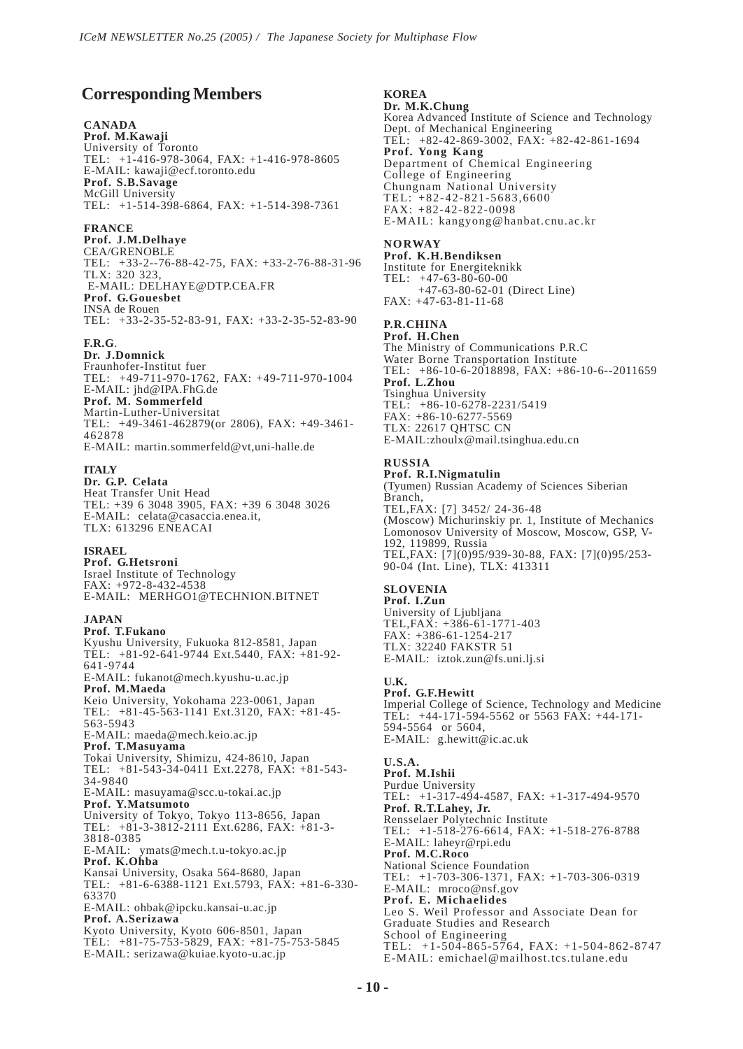# Corresponding Members

### CANADA

**Prof. M.Kawaji**
University of Toronto
TEL: +1-416-978-3064, FAX: +1-416-978-8605
E-MAIL: kawaji@ecf.toronto.edu

**Prof. S.B.Savage**
McGill University
TEL: +1-514-398-6864, FAX: +1-514-398-7361

### FRANCE

**Prof. J.M.Delhaye**
CEA/GRENOBLE
TEL: +33-2--76-88-42-75, FAX: +33-2-76-88-31-96
TLX: 320 323,
E-MAIL: DELHAYE@DTP.CEA.FR

**Prof. G.Gouesbet**
INSA de Rouen
TEL: +33-2-35-52-83-91, FAX: +33-2-35-52-83-90

### F.R.G.

**Dr. J.Domnick**
Fraunhofer-Institut fuer
TEL: +49-711-970-1762, FAX: +49-711-970-1004
E-MAIL: jhd@IPA.FhG.de

**Prof. M. Sommerfeld**
Martin-Luther-Universitat
TEL: +49-3461-462879(or 2806), FAX: +49-3461-462878
E-MAIL: martin.sommerfeld@vt,uni-halle.de

### ITALY

**Dr. G.P. Celata**
Heat Transfer Unit Head
TEL: +39 6 3048 3905, FAX: +39 6 3048 3026
E-MAIL: celata@casaccia.enea.it,
TLX: 613296 ENEACAI

### ISRAEL

**Prof. G.Hetsroni**
Israel Institute of Technology
FAX: +972-8-432-4538
E-MAIL: MERHGO1@TECHNION.BITNET

### JAPAN

**Prof. T.Fukano**
Kyushu University, Fukuoka 812-8581, Japan
TEL: +81-92-641-9744 Ext.5440, FAX: +81-92-641-9744
E-MAIL: fukanot@mech.kyushu-u.ac.jp

**Prof. M.Maeda**
Keio University, Yokohama 223-0061, Japan
TEL: +81-45-563-1141 Ext.3120, FAX: +81-45-563-5943
E-MAIL: maeda@mech.keio.ac.jp

**Prof. T.Masuyama**
Tokai University, Shimizu, 424-8610, Japan
TEL: +81-543-34-0411 Ext.2278, FAX: +81-543-34-9840
E-MAIL: masuyama@scc.u-tokai.ac.jp

**Prof. Y.Matsumoto**
University of Tokyo, Tokyo 113-8656, Japan
TEL: +81-3-3812-2111 Ext.6286, FAX: +81-3-3818-0385
E-MAIL: ymats@mech.t.u-tokyo.ac.jp

**Prof. K.Ohba**
Kansai University, Osaka 564-8680, Japan
TEL: +81-6-6388-1121 Ext.5793, FAX: +81-6-330-63370
E-MAIL: ohbak@ipcku.kansai-u.ac.jp

**Prof. A.Serizawa**
Kyoto University, Kyoto 606-8501, Japan
TEL: +81-75-753-5829, FAX: +81-75-753-5845
E-MAIL: serizawa@kuiae.kyoto-u.ac.jp

### KOREA

**Dr. M.K.Chung**
Korea Advanced Institute of Science and Technology
Dept. of Mechanical Engineering
TEL: +82-42-869-3002, FAX: +82-42-861-1694

**Prof. Yong Kang**
Department of Chemical Engineering
College of Engineering
Chungnam National University
TEL: +82-42-821-5683,6600
FAX: +82-42-822-0098
E-MAIL: kangyong@hanbat.cnu.ac.kr

### NORWAY

**Prof. K.H.Bendiksen**
Institute for Energiteknikk
TEL: +47-63-80-60-00
+47-63-80-62-01 (Direct Line)
FAX: +47-63-81-11-68

### P.R.CHINA

**Prof. H.Chen**
The Ministry of Communications P.R.C
Water Borne Transportation Institute
TEL: +86-10-6-2018898, FAX: +86-10-6--2011659

**Prof. L.Zhou**
Tsinghua University
TEL: +86-10-6278-2231/5419
FAX: +86-10-6277-5569
TLX: 22617 QHTSC CN
E-MAIL:zhoulx@mail.tsinghua.edu.cn

### RUSSIA

**Prof. R.I.Nigmatulin**
(Tyumen) Russian Academy of Sciences Siberian Branch,
TEL,FAX: [7] 3452/ 24-36-48
(Moscow) Michurinskiy pr. 1, Institute of Mechanics Lomonosov University of Moscow, Moscow, GSP, V-192, 119899, Russia
TEL,FAX: [7](0)95/939-30-88, FAX: [7](0)95/253-90-04 (Int. Line), TLX: 413311

### SLOVENIA

**Prof. I.Zun**
University of Ljubljana
TEL,FAX: +386-61-1771-403
FAX: +386-61-1254-217
TLX: 32240 FAKSTR 51
E-MAIL: iztok.zun@fs.uni.lj.si

### U.K.

**Prof. G.F.Hewitt**
Imperial College of Science, Technology and Medicine
TEL: +44-171-594-5562 or 5563 FAX: +44-171-594-5564 or 5604,
E-MAIL: g.hewitt@ic.ac.uk

### U.S.A.

**Prof. M.Ishii**
Purdue University
TEL: +1-317-494-4587, FAX: +1-317-494-9570

**Prof. R.T.Lahey, Jr.**
Rensselaer Polytechnic Institute
TEL: +1-518-276-6614, FAX: +1-518-276-8788
E-MAIL: laheyr@rpi.edu

**Prof. M.C.Roco**
National Science Foundation
TEL: +1-703-306-1371, FAX: +1-703-306-0319
E-MAIL: mroco@nsf.gov

**Prof. E. Michaelides**
Leo S. Weil Professor and Associate Dean for Graduate Studies and Research
School of Engineering
TEL: +1-504-865-5764, FAX: +1-504-862-8747
E-MAIL: emichael@mailhost.tcs.tulane.edu